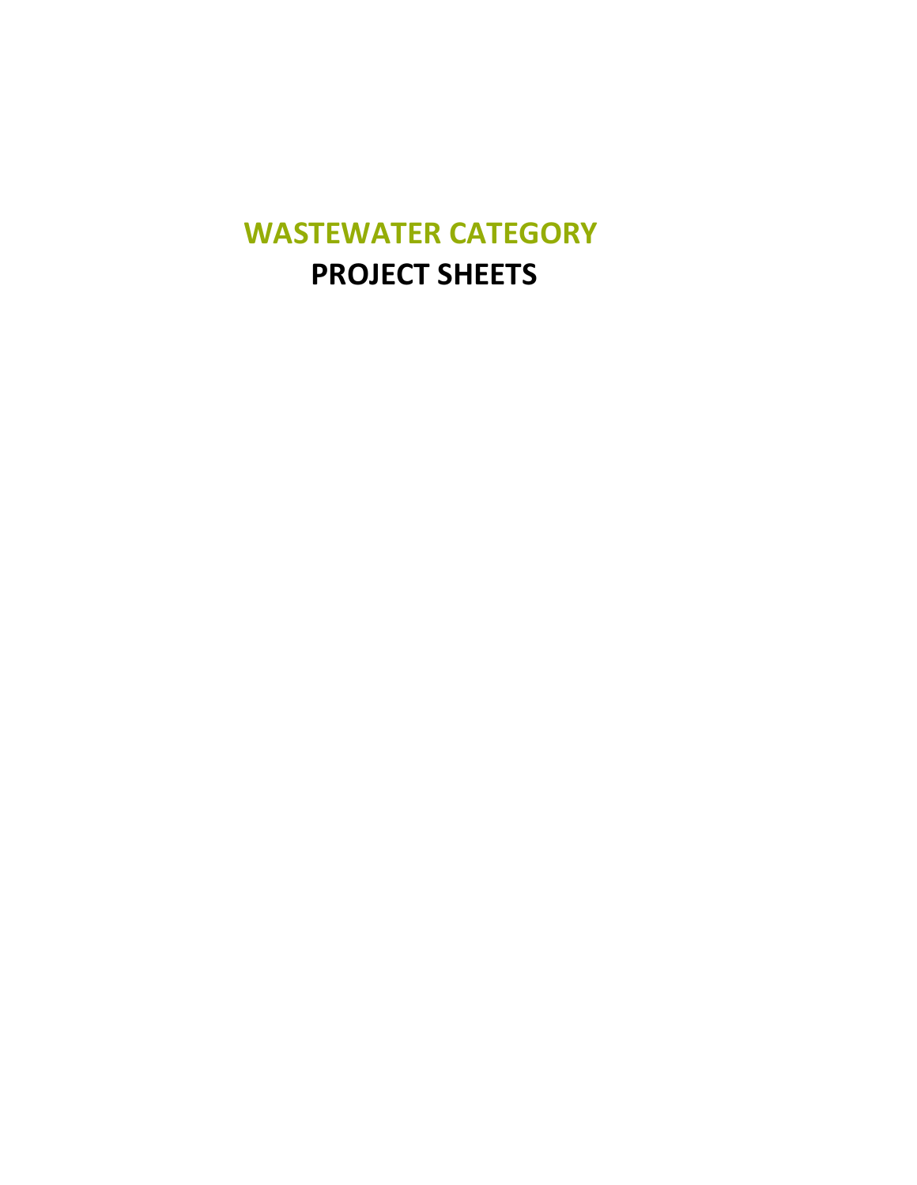# WASTEWATER CATEGORY

# PROJECT SHEETS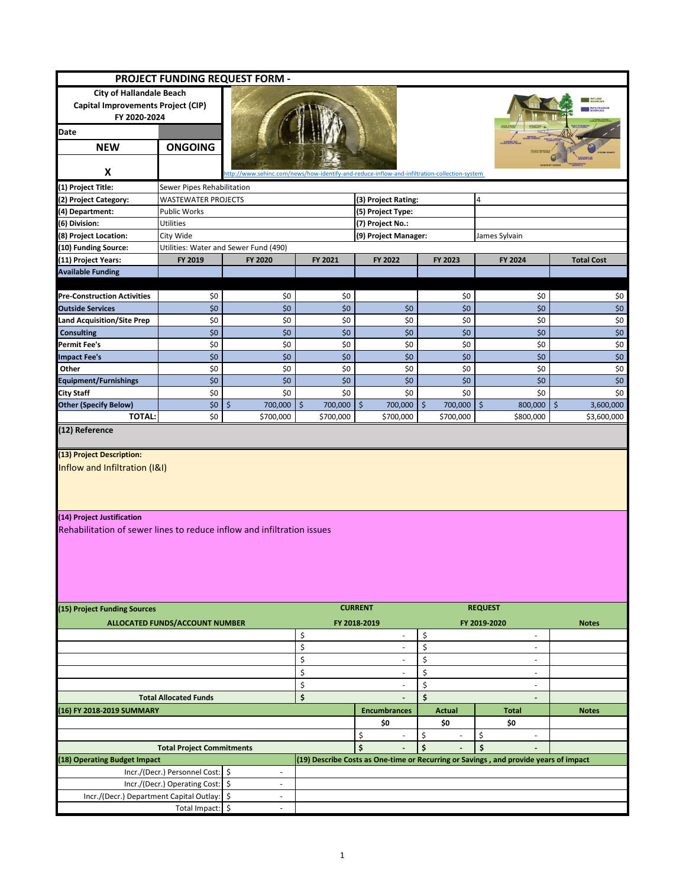# PROJECT FUNDING REQUEST FORM -

**City of Hallandale Beach**
**Capital Improvements Project (CIP)**
**FY 2020-2024**

| Date | |
|---|---|
| **NEW** | **ONGOING** |
| **X** | |

http://www.sehinc.com/news/how-identify-and-reduce-inflow-and-infiltration-collection-system

| | | | | | | |
|---|---|---|---|---|---|---|
| **(1) Project Title:** | Sewer Pipes Rehabilitation | | | | | |
| **(2) Project Category:** | WASTEWATER PROJECTS | | **(3) Project Rating:** | | 4 | |
| **(4) Department:** | Public Works | | **(5) Project Type:** | | | |
| **(6) Division:** | Utilities | | **(7) Project No.:** | | | |
| **(8) Project Location:** | City Wide | | **(9) Project Manager:** | | James Sylvain | |
| **(10) Funding Source:** | Utilities: Water and Sewer Fund (490) | | | | | |

| **(11) Project Years:** | **FY 2019** | **FY 2020** | **FY 2021** | **FY 2022** | **FY 2023** | **FY 2024** | **Total Cost** |
|---|---|---|---|---|---|---|---|
| **Available Funding** | | | | | | | |
| **Pre-Construction Activities** | $0 | $0 | $0 | | $0 | $0 | $0 |
| **Outside Services** | $0 | $0 | $0 | $0 | $0 | $0 | $0 |
| **Land Acquisition/Site Prep** | $0 | $0 | $0 | $0 | $0 | $0 | $0 |
| **Consulting** | $0 | $0 | $0 | $0 | $0 | $0 | $0 |
| **Permit Fee's** | $0 | $0 | $0 | $0 | $0 | $0 | $0 |
| **Impact Fee's** | $0 | $0 | $0 | $0 | $0 | $0 | $0 |
| **Other** | $0 | $0 | $0 | $0 | $0 | $0 | $0 |
| **Equipment/Furnishings** | $0 | $0 | $0 | $0 | $0 | $0 | $0 |
| **City Staff** | $0 | $0 | $0 | $0 | $0 | $0 | $0 |
| **Other (Specify Below)** | $0 | $ 700,000 | $ 700,000 | $ 700,000 | $ 700,000 | $ 800,000 | $ 3,600,000 |
| **TOTAL:** | $0 | $700,000 | $700,000 | $700,000 | $700,000 | $800,000 | $3,600,000 |

**(12) Reference**

**(13) Project Description:**
Inflow and Infiltration (I&I)

**(14) Project Justification**
Rehabilitation of sewer lines to reduce inflow and infiltration issues

| **(15) Project Funding Sources** | **CURRENT** | **REQUEST** | |
|---|---|---|---|
| **ALLOCATED FUNDS/ACCOUNT NUMBER** | **FY 2018-2019** | **FY 2019-2020** | **Notes** |
| | $ - | $ - | |
| | $ - | $ - | |
| | $ - | $ - | |
| | $ - | $ - | |
| | $ - | $ - | |
| **Total Allocated Funds** | **$ -** | **$ -** | |

| **(16) FY 2018-2019 SUMMARY** | **Encumbrances** | **Actual** | **Total** | **Notes** |
|---|---|---|---|---|
| | **$0** | **$0** | **$0** | |
| | $ - | $ - | $ - | |
| **Total Project Commitments** | **$ -** | **$ -** | **$ -** | |

| **(18) Operating Budget Impact** | | **(19) Describe Costs as One-time or Recurring or Savings , and provide years of impact** |
|---|---|---|
| Incr./(Decr.) Personnel Cost: | $ - | |
| Incr./(Decr.) Operating Cost: | $ - | |
| Incr./(Decr.) Department Capital Outlay: | $ - | |
| Total Impact: | $ - | |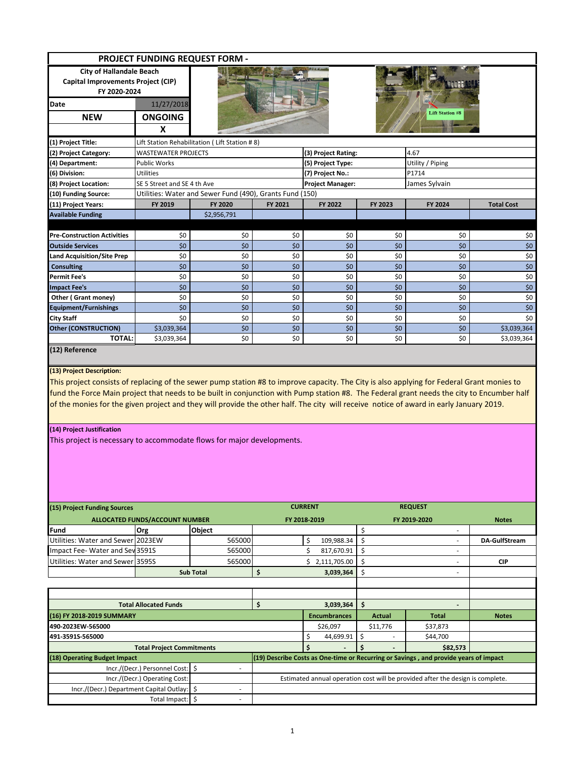# PROJECT FUNDING REQUEST FORM -

**City of Hallandale Beach**
**Capital Improvements Project (CIP)**
**FY 2020-2024**

| Date | 11/27/2018 |
|---|---|
| **NEW** | **ONGOING** |
| | **X** |

| | | | | |
|---|---|---|---|---|
| **(1) Project Title:** | Lift Station Rehabilitation ( Lift Station # 8) | | | |
| **(2) Project Category:** | WASTEWATER PROJECTS | **(3) Project Rating:** | 4.67 | |
| **(4) Department:** | Public Works | **(5) Project Type:** | Utility / Piping | |
| **(6) Division:** | Utilities | **(7) Project No.:** | P1714 | |
| **(8) Project Location:** | SE 5 Street and SE 4 th Ave | **Project Manager:** | James Sylvain | |
| **(10) Funding Source:** | Utilities: Water and Sewer Fund (490), Grants Fund (150) | | | |

| **(11) Project Years:** | **FY 2019** | **FY 2020** | **FY 2021** | **FY 2022** | **FY 2023** | **FY 2024** | **Total Cost** |
|---|---|---|---|---|---|---|---|
| **Available Funding** | | $2,956,791 | | | | | |
| **Pre-Construction Activities** | $0 | $0 | $0 | $0 | $0 | $0 | $0 |
| **Outside Services** | $0 | $0 | $0 | $0 | $0 | $0 | $0 |
| **Land Acquisition/Site Prep** | $0 | $0 | $0 | $0 | $0 | $0 | $0 |
| **Consulting** | $0 | $0 | $0 | $0 | $0 | $0 | $0 |
| **Permit Fee's** | $0 | $0 | $0 | $0 | $0 | $0 | $0 |
| **Impact Fee's** | $0 | $0 | $0 | $0 | $0 | $0 | $0 |
| **Other ( Grant money)** | $0 | $0 | $0 | $0 | $0 | $0 | $0 |
| **Equipment/Furnishings** | $0 | $0 | $0 | $0 | $0 | $0 | $0 |
| **City Staff** | $0 | $0 | $0 | $0 | $0 | $0 | $0 |
| **Other (CONSTRUCTION)** | $3,039,364 | $0 | $0 | $0 | $0 | $0 | $3,039,364 |
| **TOTAL:** | $3,039,364 | $0 | $0 | $0 | $0 | $0 | $3,039,364 |

**(12) Reference**

**(13) Project Description:**

This project consists of replacing of the sewer pump station #8 to improve capacity. The City is also applying for Federal Grant monies to fund the Force Main project that needs to be built in conjunction with Pump station #8. The Federal grant needs the city to Encumber half of the monies for the given project and they will provide the other half. The city will receive notice of award in early January 2019.

**(14) Project Justification**

This project is necessary to accommodate flows for major developments.

| **(15) Project Funding Sources** | | | **CURRENT** | **REQUEST** | |
|---|---|---|---|---|---|
| **ALLOCATED FUNDS/ACCOUNT NUMBER** | | | **FY 2018-2019** | **FY 2019-2020** | **Notes** |
| **Fund** | **Org** | **Object** | | $ - | |
| Utilities: Water and Sewer | 2023EW | 565000 | $ 109,988.34 | $ - | **DA-GulfStream** |
| Impact Fee- Water and Sew | 3591S | 565000 | $ 817,670.91 | $ - | |
| Utilities: Water and Sewer | 3595S | 565000 | $ 2,111,705.00 | $ - | **CIP** |
| | **Sub Total** | | $ 3,039,364 | $ - | |
| | | | | | |
| **Total Allocated Funds** | | | $ 3,039,364 | $ - | |

| **(16) FY 2018-2019 SUMMARY** | **Encumbrances** | **Actual** | **Total** | **Notes** |
|---|---|---|---|---|
| **490-2023EW-565000** | $26,097 | $11,776 | $37,873 | |
| **491-3591S-565000** | $ 44,699.91 | $ - | $44,700 | |
| **Total Project Commitments** | $ - | $ - | $82,573 | |

| **(18) Operating Budget Impact** | | **(19) Describe Costs as One-time or Recurring or Savings , and provide years of impact** |
|---|---|---|
| Incr./(Decr.) Personnel Cost: | $ - | |
| Incr./(Decr.) Operating Cost: | | Estimated annual operation cost will be provided after the design is complete. |
| Incr./(Decr.) Department Capital Outlay: | $ - | |
| Total Impact: | $ - | |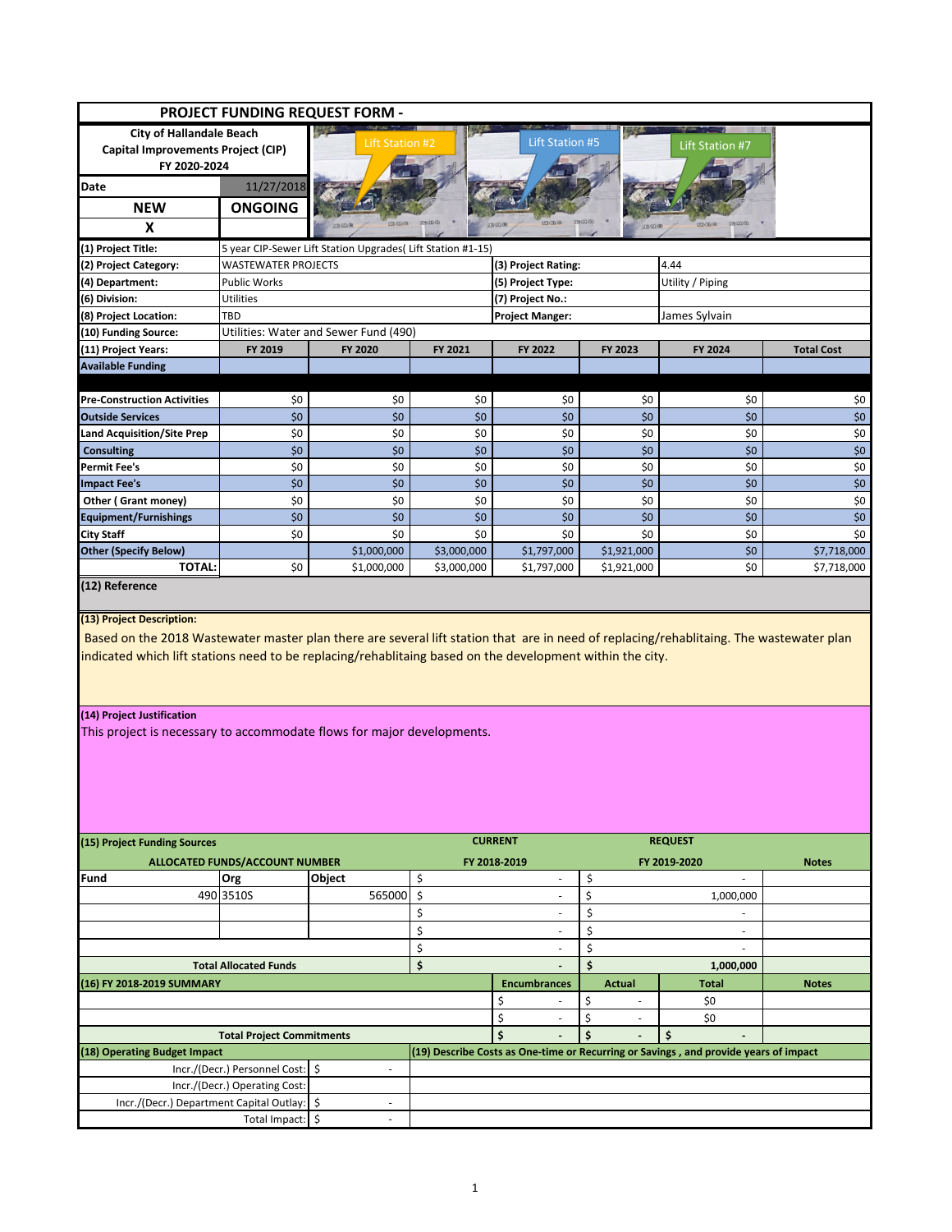# PROJECT FUNDING REQUEST FORM -

**City of Hallandale Beach**
**Capital Improvements Project (CIP)**
**FY 2020-2024**

| Date | 11/27/2018 |
|---|---|
| **NEW** | **ONGOING** |
| **X** | |

Lift Station #2 | Lift Station #5 | Lift Station #7

| | | | | | | | |
|---|---|---|---|---|---|---|---|
| **(1) Project Title:** | 5 year CIP-Sewer Lift Station Upgrades( Lift Station #1-15) | | | | | | |
| **(2) Project Category:** | WASTEWATER PROJECTS | | **(3) Project Rating:** | | 4.44 | | |
| **(4) Department:** | Public Works | | **(5) Project Type:** | | Utility / Piping | | |
| **(6) Division:** | Utilities | | **(7) Project No.:** | | | | |
| **(8) Project Location:** | TBD | | **Project Manger:** | | James Sylvain | | |
| **(10) Funding Source:** | Utilities: Water and Sewer Fund (490) | | | | | | |
| **(11) Project Years:** | **FY 2019** | **FY 2020** | **FY 2021** | **FY 2022** | **FY 2023** | **FY 2024** | **Total Cost** |
| **Available Funding** | | | | | | | |
| **Pre-Construction Activities** | $0 | $0 | $0 | $0 | $0 | $0 | $0 |
| **Outside Services** | $0 | $0 | $0 | $0 | $0 | $0 | $0 |
| **Land Acquisition/Site Prep** | $0 | $0 | $0 | $0 | $0 | $0 | $0 |
| **Consulting** | $0 | $0 | $0 | $0 | $0 | $0 | $0 |
| **Permit Fee's** | $0 | $0 | $0 | $0 | $0 | $0 | $0 |
| **Impact Fee's** | $0 | $0 | $0 | $0 | $0 | $0 | $0 |
| **Other ( Grant money)** | $0 | $0 | $0 | $0 | $0 | $0 | $0 |
| **Equipment/Furnishings** | $0 | $0 | $0 | $0 | $0 | $0 | $0 |
| **City Staff** | $0 | $0 | $0 | $0 | $0 | $0 | $0 |
| **Other (Specify Below)** | | $1,000,000 | $3,000,000 | $1,797,000 | $1,921,000 | $0 | $7,718,000 |
| **TOTAL:** | $0 | $1,000,000 | $3,000,000 | $1,797,000 | $1,921,000 | $0 | $7,718,000 |

**(12) Reference**

**(13) Project Description:**
Based on the 2018 Wastewater master plan there are several lift station that are in need of replacing/rehablitaing. The wastewater plan indicated which lift stations need to be replacing/rehablitaing based on the development within the city.

**(14) Project Justification**
This project is necessary to accommodate flows for major developments.

**(15) Project Funding Sources**

| ALLOCATED FUNDS/ACCOUNT NUMBER | | | CURRENT FY 2018-2019 | REQUEST FY 2019-2020 | Notes |
|---|---|---|---|---|---|
| **Fund** | **Org** | **Object** | $ - | $ - | |
| 490 | 3510S | 565000 | $ - | $ 1,000,000 | |
| | | | $ - | $ - | |
| | | | $ - | $ - | |
| | | | $ - | $ - | |
| **Total Allocated Funds** | | | **$ -** | **$ 1,000,000** | |

| **(16) FY 2018-2019 SUMMARY** | **Encumbrances** | **Actual** | **Total** | **Notes** |
|---|---|---|---|---|
| | $ - | $ - | $0 | |
| | $ - | $ - | $0 | |
| **Total Project Commitments** | **$ -** | **$ -** | **$ -** | |

| **(18) Operating Budget Impact** | | **(19) Describe Costs as One-time or Recurring or Savings , and provide years of impact** |
|---|---|---|
| Incr./(Decr.) Personnel Cost: | $ - | |
| Incr./(Decr.) Operating Cost: | | |
| Incr./(Decr.) Department Capital Outlay: | $ - | |
| Total Impact: | $ - | |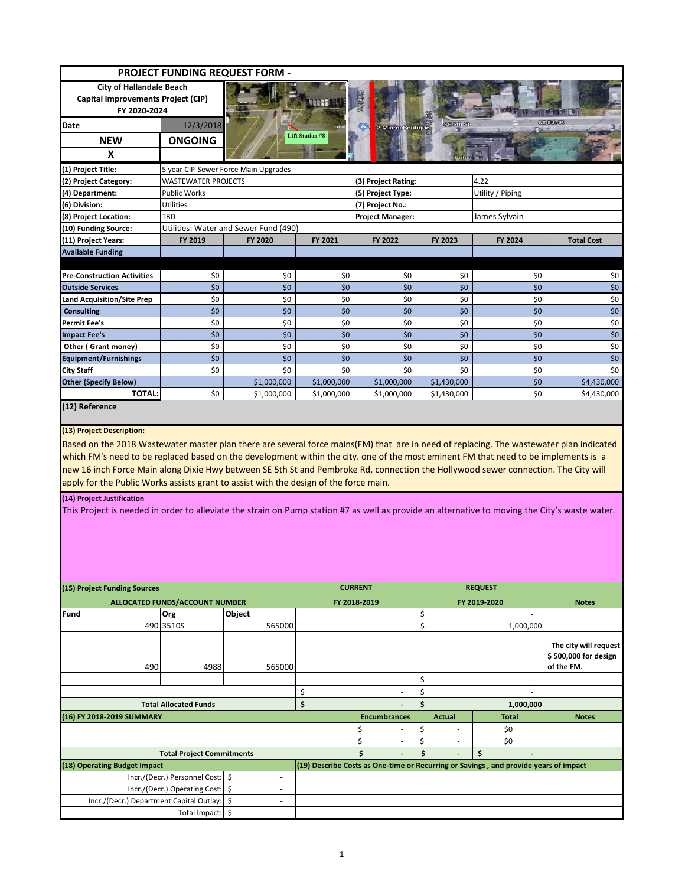# PROJECT FUNDING REQUEST FORM -

**City of Hallandale Beach**
**Capital Improvements Project (CIP)**
**FY 2020-2024**

| Date | 12/3/2018 |
|---|---|
| **NEW** | **ONGOING** |
| X | |

| | | | |
|---|---|---|---|
| **(1) Project Title:** | 5 year CIP-Sewer Force Main Upgrades | | |
| **(2) Project Category:** | WASTEWATER PROJECTS | **(3) Project Rating:** | 4.22 |
| **(4) Department:** | Public Works | **(5) Project Type:** | Utility / Piping |
| **(6) Division:** | Utilities | **(7) Project No.:** | |
| **(8) Project Location:** | TBD | **Project Manager:** | James Sylvain |
| **(10) Funding Source:** | Utilities: Water and Sewer Fund (490) | | |

| **(11) Project Years:** | **FY 2019** | **FY 2020** | **FY 2021** | **FY 2022** | **FY 2023** | **FY 2024** | **Total Cost** |
|---|---|---|---|---|---|---|---|
| **Available Funding** | | | | | | | |
| **Pre-Construction Activities** | $0 | $0 | $0 | $0 | $0 | $0 | $0 |
| **Outside Services** | $0 | $0 | $0 | $0 | $0 | $0 | $0 |
| **Land Acquisition/Site Prep** | $0 | $0 | $0 | $0 | $0 | $0 | $0 |
| **Consulting** | $0 | $0 | $0 | $0 | $0 | $0 | $0 |
| **Permit Fee's** | $0 | $0 | $0 | $0 | $0 | $0 | $0 |
| **Impact Fee's** | $0 | $0 | $0 | $0 | $0 | $0 | $0 |
| **Other ( Grant money)** | $0 | $0 | $0 | $0 | $0 | $0 | $0 |
| **Equipment/Furnishings** | $0 | $0 | $0 | $0 | $0 | $0 | $0 |
| **City Staff** | $0 | $0 | $0 | $0 | $0 | $0 | $0 |
| **Other (Specify Below)** | | $1,000,000 | $1,000,000 | $1,000,000 | $1,430,000 | $0 | $4,430,000 |
| **TOTAL:** | $0 | $1,000,000 | $1,000,000 | $1,000,000 | $1,430,000 | $0 | $4,430,000 |

**(12) Reference**

**(13) Project Description:**

Based on the 2018 Wastewater master plan there are several force mains(FM) that are in need of replacing. The wastewater plan indicated which FM's need to be replaced based on the development within the city. one of the most eminent FM that need to be implements is a new 16 inch Force Main along Dixie Hwy between SE 5th St and Pembroke Rd, connection the Hollywood sewer connection. The City will apply for the Public Works assists grant to assist with the design of the force main.

**(14) Project Justification**

This Project is needed in order to alleviate the strain on Pump station #7 as well as provide an alternative to moving the City's waste water.

| **(15) Project Funding Sources** | | | **CURRENT** | **REQUEST** | |
|---|---|---|---|---|---|
| **ALLOCATED FUNDS/ACCOUNT NUMBER** | | | **FY 2018-2019** | **FY 2019-2020** | **Notes** |
| **Fund** | **Org** | **Object** | | $ - | |
| 490 | 3510S | 565000 | | $ 1,000,000 | |
| 490 | 4988 | 565000 | | | The city will request $ 500,000 for design of the FM. |
| | | | | $ - | |
| | | | $ - | $ - | |
| **Total Allocated Funds** | | | $ - | $ 1,000,000 | |

| **(16) FY 2018-2019 SUMMARY** | **Encumbrances** | **Actual** | **Total** | **Notes** |
|---|---|---|---|---|
| | $ - | $ - | $0 | |
| | $ - | $ - | $0 | |
| **Total Project Commitments** | $ - | $ - | $ - | |

| **(18) Operating Budget Impact** | | **(19) Describe Costs as One-time or Recurring or Savings , and provide years of impact** |
|---|---|---|
| Incr./(Decr.) Personnel Cost: | $ - | |
| Incr./(Decr.) Operating Cost: | $ - | |
| Incr./(Decr.) Department Capital Outlay: | $ - | |
| Total Impact: | $ - | |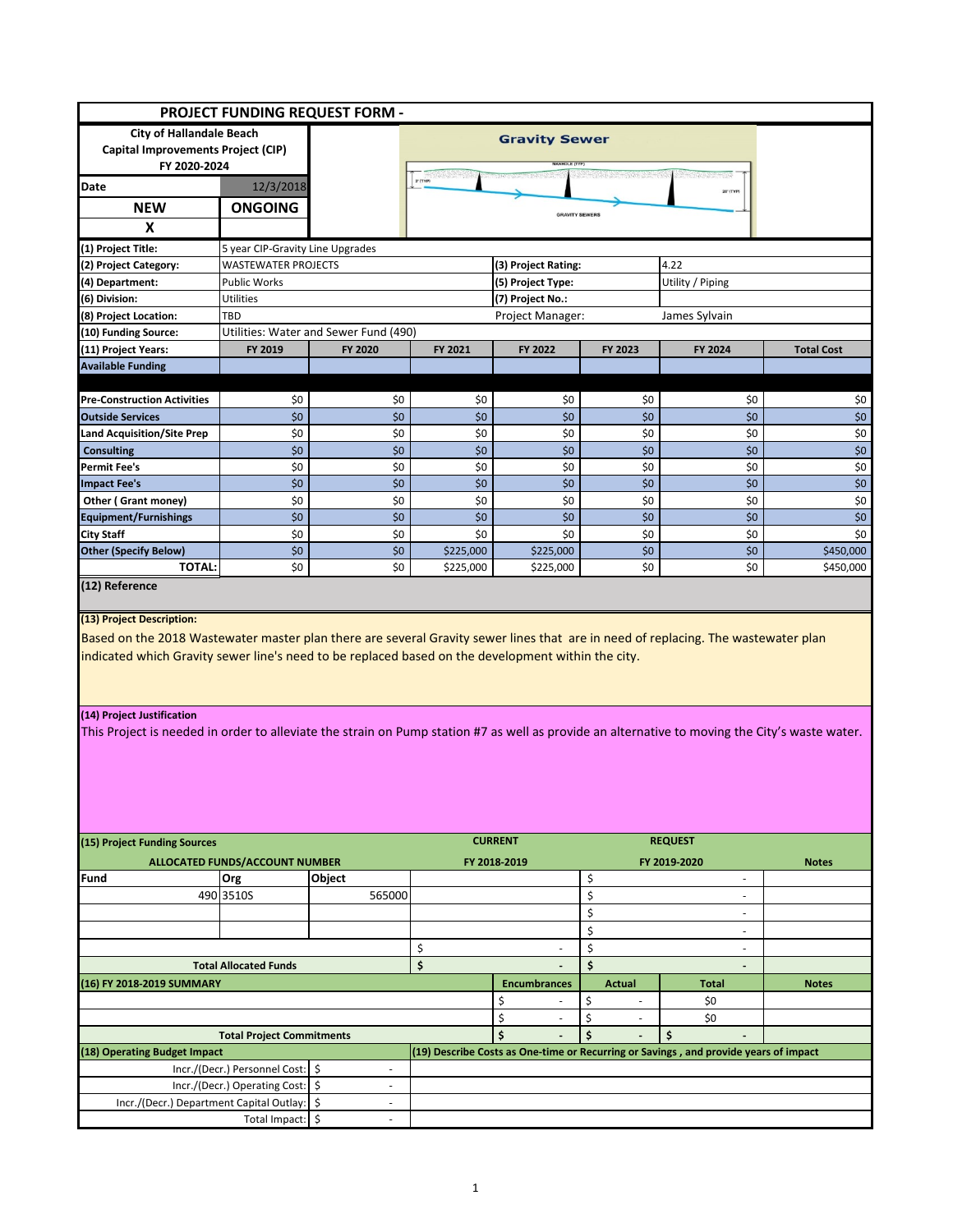# PROJECT FUNDING REQUEST FORM -

**City of Hallandale Beach**
**Capital Improvements Project (CIP)**
**FY 2020-2024**

| | |
|---|---|
| Date | 12/3/2018 |
| **NEW** | **ONGOING** |
| **X** | |

Gravity Sewer

MANHOLE (TYP)

GRAVITY SEWERS

| | | | |
|---|---|---|---|
| **(1) Project Title:** | 5 year CIP-Gravity Line Upgrades | | |
| **(2) Project Category:** | WASTEWATER PROJECTS | **(3) Project Rating:** | 4.22 |
| **(4) Department:** | Public Works | **(5) Project Type:** | Utility / Piping |
| **(6) Division:** | Utilities | **(7) Project No.:** | |
| **(8) Project Location:** | TBD | Project Manager: | James Sylvain |
| **(10) Funding Source:** | Utilities: Water and Sewer Fund (490) | | |

| **(11) Project Years:** | **FY 2019** | **FY 2020** | **FY 2021** | **FY 2022** | **FY 2023** | **FY 2024** | **Total Cost** |
|---|---|---|---|---|---|---|---|
| **Available Funding** | | | | | | | |
| **Pre-Construction Activities** | $0 | $0 | $0 | $0 | $0 | $0 | $0 |
| **Outside Services** | $0 | $0 | $0 | $0 | $0 | $0 | $0 |
| **Land Acquisition/Site Prep** | $0 | $0 | $0 | $0 | $0 | $0 | $0 |
| **Consulting** | $0 | $0 | $0 | $0 | $0 | $0 | $0 |
| **Permit Fee's** | $0 | $0 | $0 | $0 | $0 | $0 | $0 |
| **Impact Fee's** | $0 | $0 | $0 | $0 | $0 | $0 | $0 |
| **Other ( Grant money)** | $0 | $0 | $0 | $0 | $0 | $0 | $0 |
| **Equipment/Furnishings** | $0 | $0 | $0 | $0 | $0 | $0 | $0 |
| **City Staff** | $0 | $0 | $0 | $0 | $0 | $0 | $0 |
| **Other (Specify Below)** | $0 | $0 | $225,000 | $225,000 | $0 | $0 | $450,000 |
| **TOTAL:** | $0 | $0 | $225,000 | $225,000 | $0 | $0 | $450,000 |

**(12) Reference**

**(13) Project Description:**

Based on the 2018 Wastewater master plan there are several Gravity sewer lines that are in need of replacing. The wastewater plan indicated which Gravity sewer line's need to be replaced based on the development within the city.

**(14) Project Justification**

This Project is needed in order to alleviate the strain on Pump station #7 as well as provide an alternative to moving the City's waste water.

| **(15) Project Funding Sources** | | | **CURRENT** | **REQUEST** | |
|---|---|---|---|---|---|
| **ALLOCATED FUNDS/ACCOUNT NUMBER** | | | **FY 2018-2019** | **FY 2019-2020** | **Notes** |
| **Fund** | **Org** | **Object** | | $ - | |
| 490 | 3510S | 565000 | | $ - | |
| | | | | $ - | |
| | | | | $ - | |
| | | | $ - | $ - | |
| **Total Allocated Funds** | | | **$ -** | **$ -** | |

| **(16) FY 2018-2019 SUMMARY** | **Encumbrances** | **Actual** | **Total** | **Notes** |
|---|---|---|---|---|
| | $ - | $ - | $0 | |
| | $ - | $ - | $0 | |
| **Total Project Commitments** | **$ -** | **$ -** | **$ -** | |

| **(18) Operating Budget Impact** | | **(19) Describe Costs as One-time or Recurring or Savings , and provide years of impact** |
|---|---|---|
| Incr./(Decr.) Personnel Cost: | $ - | |
| Incr./(Decr.) Operating Cost: | $ - | |
| Incr./(Decr.) Department Capital Outlay: | $ - | |
| Total Impact: | $ - | |